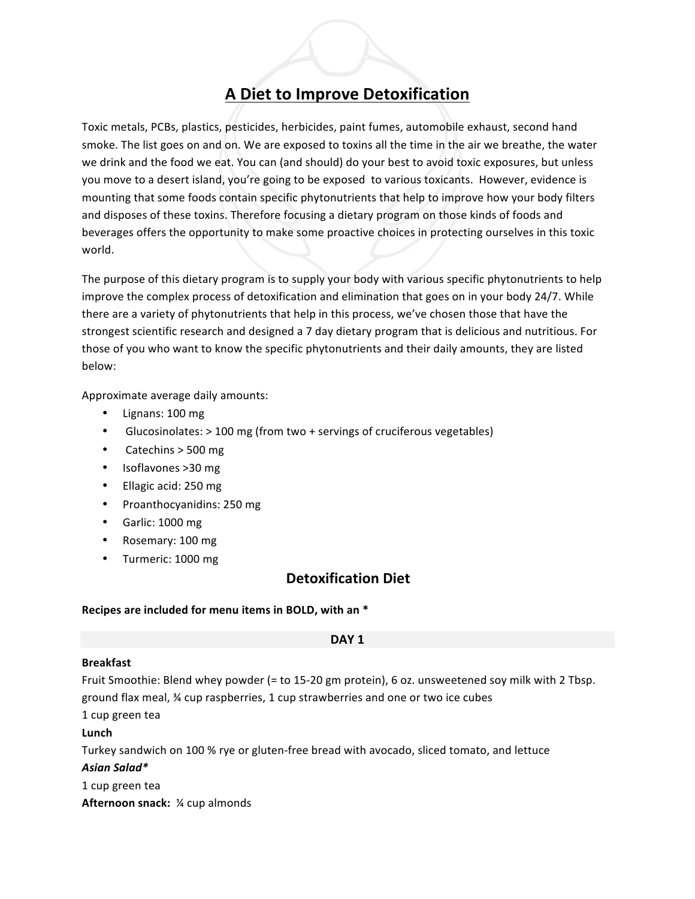# A Diet to Improve Detoxification

Toxic metals, PCBs, plastics, pesticides, herbicides, paint fumes, automobile exhaust, second hand smoke. The list goes on and on. We are exposed to toxins all the time in the air we breathe, the water we drink and the food we eat. You can (and should) do your best to avoid toxic exposures, but unless you move to a desert island, you're going to be exposed to various toxicants. However, evidence is mounting that some foods contain specific phytonutrients that help to improve how your body filters and disposes of these toxins. Therefore focusing a dietary program on those kinds of foods and beverages offers the opportunity to make some proactive choices in protecting ourselves in this toxic world.

The purpose of this dietary program is to supply your body with various specific phytonutrients to help improve the complex process of detoxification and elimination that goes on in your body 24/7. While there are a variety of phytonutrients that help in this process, we've chosen those that have the strongest scientific research and designed a 7 day dietary program that is delicious and nutritious. For those of you who want to know the specific phytonutrients and their daily amounts, they are listed below:

Approximate average daily amounts:

- Lignans: 100 mg
- Glucosinolates: > 100 mg (from two + servings of cruciferous vegetables)
- Catechins > 500 mg
- Isoflavones >30 mg
- Ellagic acid: 250 mg
- Proanthocyanidins: 250 mg
- Garlic: 1000 mg
- Rosemary: 100 mg
- Turmeric: 1000 mg

## Detoxification Diet

**Recipes are included for menu items in BOLD, with an ***

### DAY 1

**Breakfast**

Fruit Smoothie: Blend whey powder (= to 15-20 gm protein), 6 oz. unsweetened soy milk with 2 Tbsp. ground flax meal, ¾ cup raspberries, 1 cup strawberries and one or two ice cubes

1 cup green tea

**Lunch**

Turkey sandwich on 100 % rye or gluten-free bread with avocado, sliced tomato, and lettuce

***Asian Salad****

1 cup green tea

**Afternoon snack:** ¼ cup almonds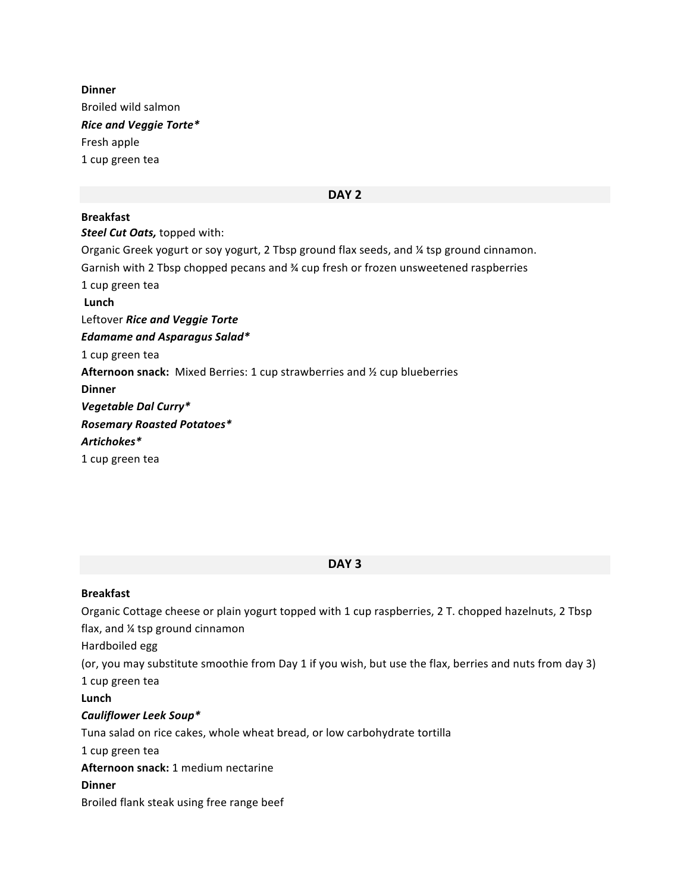**Dinner**
Broiled wild salmon
***Rice and Veggie Torte****
Fresh apple
1 cup green tea

## DAY 2

**Breakfast**
***Steel Cut Oats,*** topped with:
Organic Greek yogurt or soy yogurt, 2 Tbsp ground flax seeds, and ¼ tsp ground cinnamon.
Garnish with 2 Tbsp chopped pecans and ¾ cup fresh or frozen unsweetened raspberries
1 cup green tea
**Lunch**
Leftover ***Rice and Veggie Torte***
***Edamame and Asparagus Salad****
1 cup green tea
**Afternoon snack:** Mixed Berries: 1 cup strawberries and ½ cup blueberries
**Dinner**
***Vegetable Dal Curry****
***Rosemary Roasted Potatoes****
***Artichokes****
1 cup green tea

## DAY 3

**Breakfast**
Organic Cottage cheese or plain yogurt topped with 1 cup raspberries, 2 T. chopped hazelnuts, 2 Tbsp flax, and ¼ tsp ground cinnamon
Hardboiled egg
(or, you may substitute smoothie from Day 1 if you wish, but use the flax, berries and nuts from day 3)
1 cup green tea
**Lunch**
***Cauliflower Leek Soup****
Tuna salad on rice cakes, whole wheat bread, or low carbohydrate tortilla
1 cup green tea
**Afternoon snack:** 1 medium nectarine
**Dinner**
Broiled flank steak using free range beef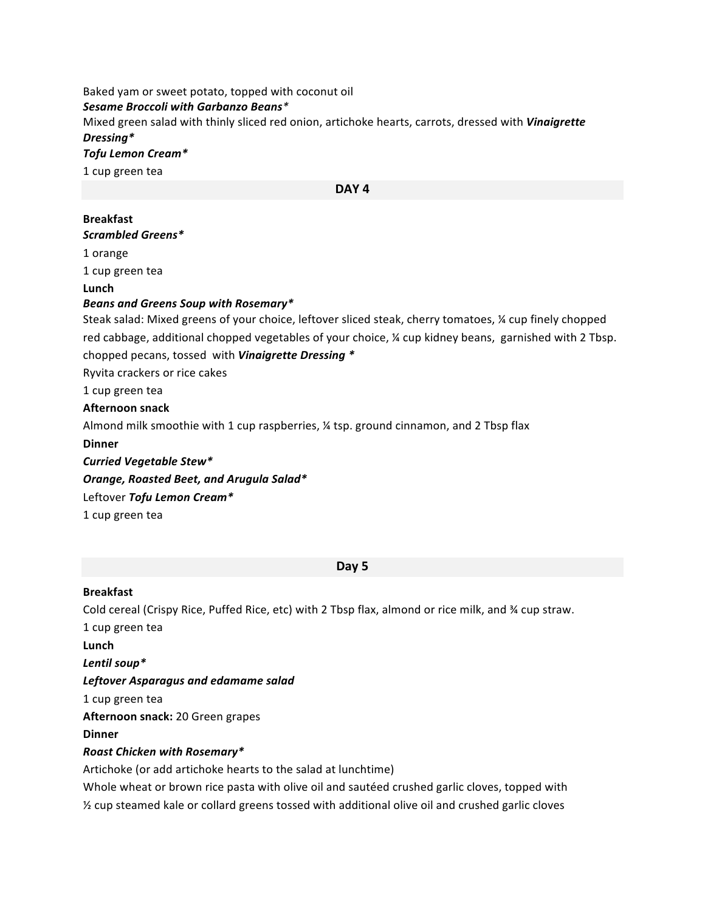Baked yam or sweet potato, topped with coconut oil

***Sesame Broccoli with Garbanzo Beans****

Mixed green salad with thinly sliced red onion, artichoke hearts, carrots, dressed with ***Vinaigrette Dressing****

***Tofu Lemon Cream****

1 cup green tea

## DAY 4

**Breakfast**

***Scrambled Greens****

1 orange

1 cup green tea

**Lunch**

***Beans and Greens Soup with Rosemary****

Steak salad: Mixed greens of your choice, leftover sliced steak, cherry tomatoes, ¼ cup finely chopped red cabbage, additional chopped vegetables of your choice, ¼ cup kidney beans, garnished with 2 Tbsp. chopped pecans, tossed with ***Vinaigrette Dressing ****

Ryvita crackers or rice cakes

1 cup green tea

**Afternoon snack**

Almond milk smoothie with 1 cup raspberries, ¼ tsp. ground cinnamon, and 2 Tbsp flax

**Dinner**

***Curried Vegetable Stew****

***Orange, Roasted Beet, and Arugula Salad****

Leftover ***Tofu Lemon Cream****

1 cup green tea

## Day 5

**Breakfast**

Cold cereal (Crispy Rice, Puffed Rice, etc) with 2 Tbsp flax, almond or rice milk, and ¾ cup straw.

1 cup green tea

**Lunch**

***Lentil soup****

***Leftover Asparagus and edamame salad***

1 cup green tea

**Afternoon snack:** 20 Green grapes

**Dinner**

***Roast Chicken with Rosemary****

Artichoke (or add artichoke hearts to the salad at lunchtime)

Whole wheat or brown rice pasta with olive oil and sautéed crushed garlic cloves, topped with ½ cup steamed kale or collard greens tossed with additional olive oil and crushed garlic cloves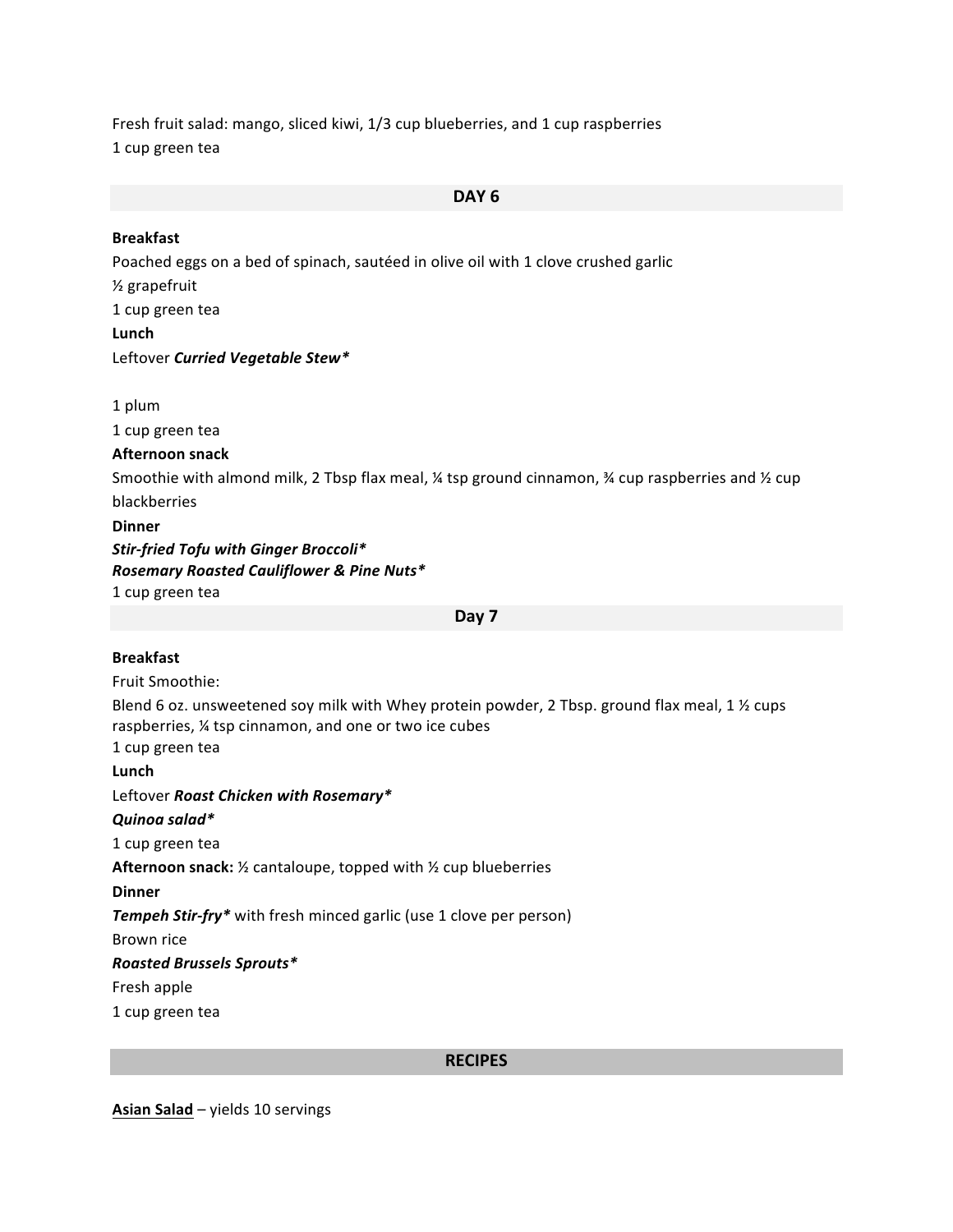Fresh fruit salad: mango, sliced kiwi, 1/3 cup blueberries, and 1 cup raspberries
1 cup green tea

## DAY 6

**Breakfast**
Poached eggs on a bed of spinach, sautéed in olive oil with 1 clove crushed garlic
½ grapefruit
1 cup green tea

**Lunch**
Leftover ***Curried Vegetable Stew****

1 plum
1 cup green tea

**Afternoon snack**
Smoothie with almond milk, 2 Tbsp flax meal, ¼ tsp ground cinnamon, ¾ cup raspberries and ½ cup blackberries

**Dinner**
***Stir-fried Tofu with Ginger Broccoli****
***Rosemary Roasted Cauliflower & Pine Nuts****
1 cup green tea

## Day 7

**Breakfast**
Fruit Smoothie:
Blend 6 oz. unsweetened soy milk with Whey protein powder, 2 Tbsp. ground flax meal, 1 ½ cups raspberries, ¼ tsp cinnamon, and one or two ice cubes
1 cup green tea

**Lunch**
Leftover ***Roast Chicken with Rosemary****
***Quinoa salad****
1 cup green tea

**Afternoon snack:** ½ cantaloupe, topped with ½ cup blueberries

**Dinner**
***Tempeh Stir-fry**** with fresh minced garlic (use 1 clove per person)
Brown rice
***Roasted Brussels Sprouts****
Fresh apple
1 cup green tea

## RECIPES

**Asian Salad** – yields 10 servings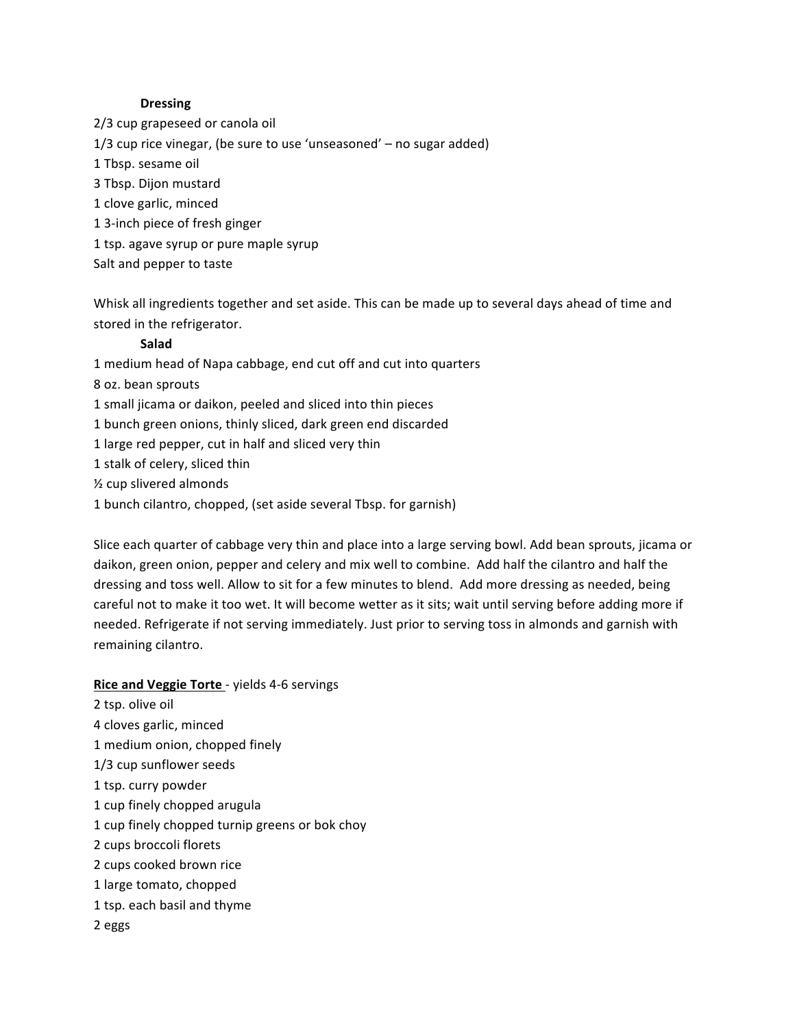**Dressing**

2/3 cup grapeseed or canola oil
1/3 cup rice vinegar, (be sure to use 'unseasoned' – no sugar added)
1 Tbsp. sesame oil
3 Tbsp. Dijon mustard
1 clove garlic, minced
1 3-inch piece of fresh ginger
1 tsp. agave syrup or pure maple syrup
Salt and pepper to taste

Whisk all ingredients together and set aside. This can be made up to several days ahead of time and stored in the refrigerator.

**Salad**

1 medium head of Napa cabbage, end cut off and cut into quarters
8 oz. bean sprouts
1 small jicama or daikon, peeled and sliced into thin pieces
1 bunch green onions, thinly sliced, dark green end discarded
1 large red pepper, cut in half and sliced very thin
1 stalk of celery, sliced thin
½ cup slivered almonds
1 bunch cilantro, chopped, (set aside several Tbsp. for garnish)

Slice each quarter of cabbage very thin and place into a large serving bowl. Add bean sprouts, jicama or daikon, green onion, pepper and celery and mix well to combine. Add half the cilantro and half the dressing and toss well. Allow to sit for a few minutes to blend. Add more dressing as needed, being careful not to make it too wet. It will become wetter as it sits; wait until serving before adding more if needed. Refrigerate if not serving immediately. Just prior to serving toss in almonds and garnish with remaining cilantro.

**Rice and Veggie Torte** - yields 4-6 servings

2 tsp. olive oil
4 cloves garlic, minced
1 medium onion, chopped finely
1/3 cup sunflower seeds
1 tsp. curry powder
1 cup finely chopped arugula
1 cup finely chopped turnip greens or bok choy
2 cups broccoli florets
2 cups cooked brown rice
1 large tomato, chopped
1 tsp. each basil and thyme
2 eggs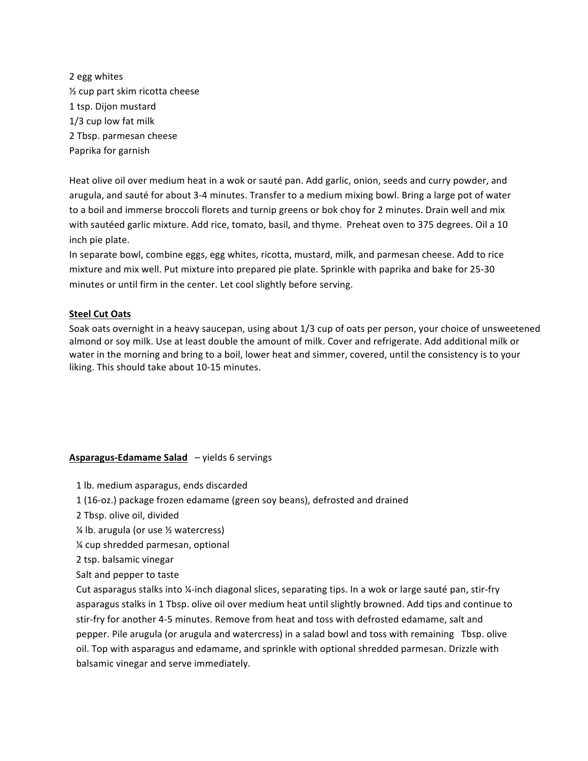2 egg whites
½ cup part skim ricotta cheese
1 tsp. Dijon mustard
1/3 cup low fat milk
2 Tbsp. parmesan cheese
Paprika for garnish

Heat olive oil over medium heat in a wok or sauté pan. Add garlic, onion, seeds and curry powder, and arugula, and sauté for about 3-4 minutes. Transfer to a medium mixing bowl. Bring a large pot of water to a boil and immerse broccoli florets and turnip greens or bok choy for 2 minutes. Drain well and mix with sautéed garlic mixture. Add rice, tomato, basil, and thyme. Preheat oven to 375 degrees. Oil a 10 inch pie plate.
In separate bowl, combine eggs, egg whites, ricotta, mustard, milk, and parmesan cheese. Add to rice mixture and mix well. Put mixture into prepared pie plate. Sprinkle with paprika and bake for 25-30 minutes or until firm in the center. Let cool slightly before serving.

**Steel Cut Oats**

Soak oats overnight in a heavy saucepan, using about 1/3 cup of oats per person, your choice of unsweetened almond or soy milk. Use at least double the amount of milk. Cover and refrigerate. Add additional milk or water in the morning and bring to a boil, lower heat and simmer, covered, until the consistency is to your liking. This should take about 10-15 minutes.

**Asparagus-Edamame Salad** – yields 6 servings

1 lb. medium asparagus, ends discarded
1 (16-oz.) package frozen edamame (green soy beans), defrosted and drained
2 Tbsp. olive oil, divided
¼ lb. arugula (or use ½ watercress)
¼ cup shredded parmesan, optional
2 tsp. balsamic vinegar
Salt and pepper to taste

Cut asparagus stalks into ¼-inch diagonal slices, separating tips. In a wok or large sauté pan, stir-fry asparagus stalks in 1 Tbsp. olive oil over medium heat until slightly browned. Add tips and continue to stir-fry for another 4-5 minutes. Remove from heat and toss with defrosted edamame, salt and pepper. Pile arugula (or arugula and watercress) in a salad bowl and toss with remaining Tbsp. olive oil. Top with asparagus and edamame, and sprinkle with optional shredded parmesan. Drizzle with balsamic vinegar and serve immediately.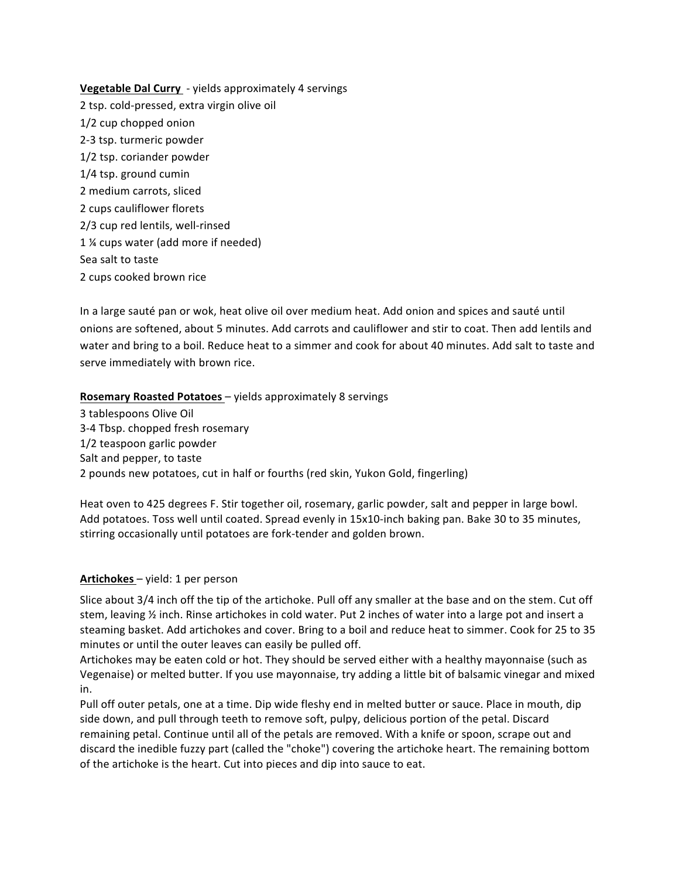**Vegetable Dal Curry** - yields approximately 4 servings

2 tsp. cold-pressed, extra virgin olive oil
1/2 cup chopped onion
2-3 tsp. turmeric powder
1/2 tsp. coriander powder
1/4 tsp. ground cumin
2 medium carrots, sliced
2 cups cauliflower florets
2/3 cup red lentils, well-rinsed
1 ¼ cups water (add more if needed)
Sea salt to taste
2 cups cooked brown rice

In a large sauté pan or wok, heat olive oil over medium heat. Add onion and spices and sauté until onions are softened, about 5 minutes. Add carrots and cauliflower and stir to coat. Then add lentils and water and bring to a boil. Reduce heat to a simmer and cook for about 40 minutes. Add salt to taste and serve immediately with brown rice.

**Rosemary Roasted Potatoes** – yields approximately 8 servings

3 tablespoons Olive Oil
3-4 Tbsp. chopped fresh rosemary
1/2 teaspoon garlic powder
Salt and pepper, to taste
2 pounds new potatoes, cut in half or fourths (red skin, Yukon Gold, fingerling)

Heat oven to 425 degrees F. Stir together oil, rosemary, garlic powder, salt and pepper in large bowl. Add potatoes. Toss well until coated. Spread evenly in 15x10-inch baking pan. Bake 30 to 35 minutes, stirring occasionally until potatoes are fork-tender and golden brown.

**Artichokes** – yield: 1 per person

Slice about 3/4 inch off the tip of the artichoke. Pull off any smaller at the base and on the stem. Cut off stem, leaving ½ inch. Rinse artichokes in cold water. Put 2 inches of water into a large pot and insert a steaming basket. Add artichokes and cover. Bring to a boil and reduce heat to simmer. Cook for 25 to 35 minutes or until the outer leaves can easily be pulled off.

Artichokes may be eaten cold or hot. They should be served either with a healthy mayonnaise (such as Vegenaise) or melted butter. If you use mayonnaise, try adding a little bit of balsamic vinegar and mixed in.

Pull off outer petals, one at a time. Dip wide fleshy end in melted butter or sauce. Place in mouth, dip side down, and pull through teeth to remove soft, pulpy, delicious portion of the petal. Discard remaining petal. Continue until all of the petals are removed. With a knife or spoon, scrape out and discard the inedible fuzzy part (called the "choke") covering the artichoke heart. The remaining bottom of the artichoke is the heart. Cut into pieces and dip into sauce to eat.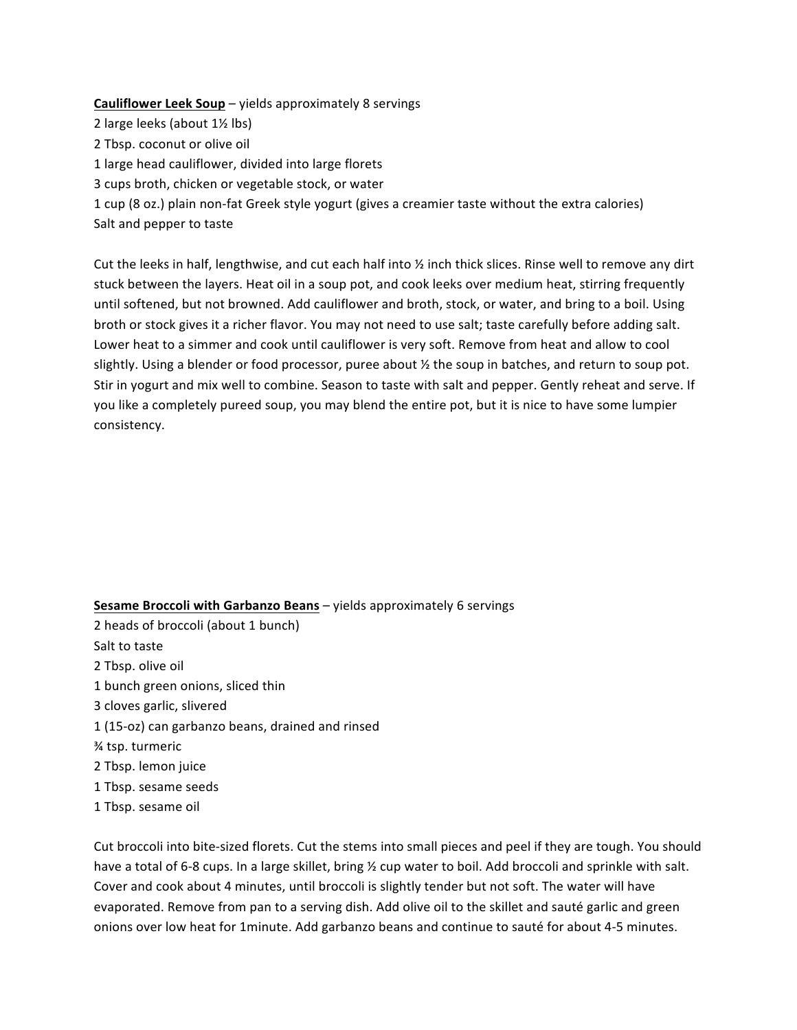**<u>Cauliflower Leek Soup</u>** – yields approximately 8 servings

2 large leeks (about 1½ lbs)
2 Tbsp. coconut or olive oil
1 large head cauliflower, divided into large florets
3 cups broth, chicken or vegetable stock, or water
1 cup (8 oz.) plain non-fat Greek style yogurt (gives a creamier taste without the extra calories)
Salt and pepper to taste

Cut the leeks in half, lengthwise, and cut each half into ½ inch thick slices. Rinse well to remove any dirt stuck between the layers. Heat oil in a soup pot, and cook leeks over medium heat, stirring frequently until softened, but not browned. Add cauliflower and broth, stock, or water, and bring to a boil. Using broth or stock gives it a richer flavor. You may not need to use salt; taste carefully before adding salt. Lower heat to a simmer and cook until cauliflower is very soft. Remove from heat and allow to cool slightly. Using a blender or food processor, puree about ½ the soup in batches, and return to soup pot. Stir in yogurt and mix well to combine. Season to taste with salt and pepper. Gently reheat and serve. If you like a completely pureed soup, you may blend the entire pot, but it is nice to have some lumpier consistency.

**<u>Sesame Broccoli with Garbanzo Beans</u>** – yields approximately 6 servings

2 heads of broccoli (about 1 bunch)
Salt to taste
2 Tbsp. olive oil
1 bunch green onions, sliced thin
3 cloves garlic, slivered
1 (15-oz) can garbanzo beans, drained and rinsed
¾ tsp. turmeric
2 Tbsp. lemon juice
1 Tbsp. sesame seeds
1 Tbsp. sesame oil

Cut broccoli into bite-sized florets. Cut the stems into small pieces and peel if they are tough. You should have a total of 6-8 cups. In a large skillet, bring ½ cup water to boil. Add broccoli and sprinkle with salt. Cover and cook about 4 minutes, until broccoli is slightly tender but not soft. The water will have evaporated. Remove from pan to a serving dish. Add olive oil to the skillet and sauté garlic and green onions over low heat for 1minute. Add garbanzo beans and continue to sauté for about 4-5 minutes.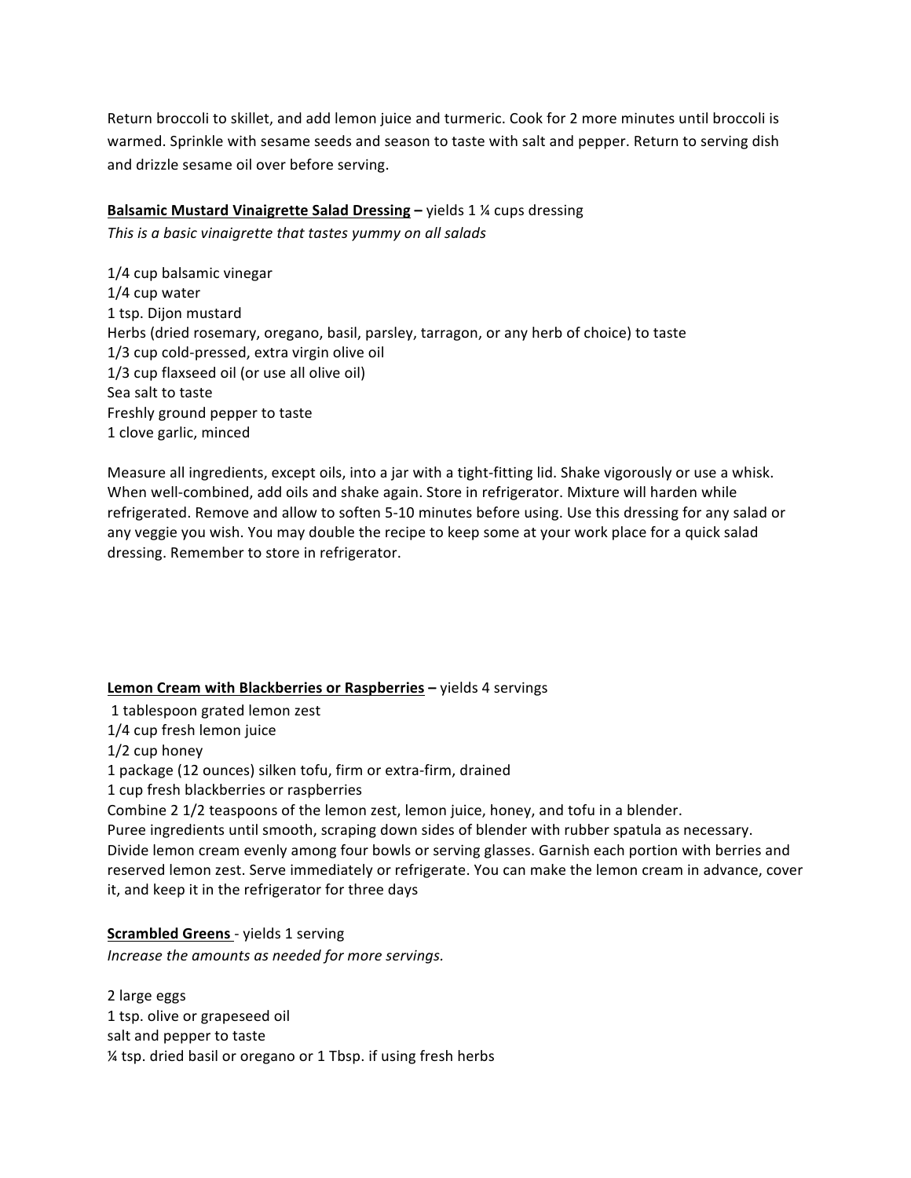Return broccoli to skillet, and add lemon juice and turmeric. Cook for 2 more minutes until broccoli is warmed. Sprinkle with sesame seeds and season to taste with salt and pepper. Return to serving dish and drizzle sesame oil over before serving.

**Balsamic Mustard Vinaigrette Salad Dressing** – yields 1 ¼ cups dressing
*This is a basic vinaigrette that tastes yummy on all salads*

1/4 cup balsamic vinegar
1/4 cup water
1 tsp. Dijon mustard
Herbs (dried rosemary, oregano, basil, parsley, tarragon, or any herb of choice) to taste
1/3 cup cold-pressed, extra virgin olive oil
1/3 cup flaxseed oil (or use all olive oil)
Sea salt to taste
Freshly ground pepper to taste
1 clove garlic, minced

Measure all ingredients, except oils, into a jar with a tight-fitting lid. Shake vigorously or use a whisk. When well-combined, add oils and shake again. Store in refrigerator. Mixture will harden while refrigerated. Remove and allow to soften 5-10 minutes before using. Use this dressing for any salad or any veggie you wish. You may double the recipe to keep some at your work place for a quick salad dressing. Remember to store in refrigerator.

**Lemon Cream with Blackberries or Raspberries** – yields 4 servings
1 tablespoon grated lemon zest
1/4 cup fresh lemon juice
1/2 cup honey
1 package (12 ounces) silken tofu, firm or extra-firm, drained
1 cup fresh blackberries or raspberries
Combine 2 1/2 teaspoons of the lemon zest, lemon juice, honey, and tofu in a blender.
Puree ingredients until smooth, scraping down sides of blender with rubber spatula as necessary.
Divide lemon cream evenly among four bowls or serving glasses. Garnish each portion with berries and reserved lemon zest. Serve immediately or refrigerate. You can make the lemon cream in advance, cover it, and keep it in the refrigerator for three days

**Scrambled Greens** - yields 1 serving
*Increase the amounts as needed for more servings.*

2 large eggs
1 tsp. olive or grapeseed oil
salt and pepper to taste
¼ tsp. dried basil or oregano or 1 Tbsp. if using fresh herbs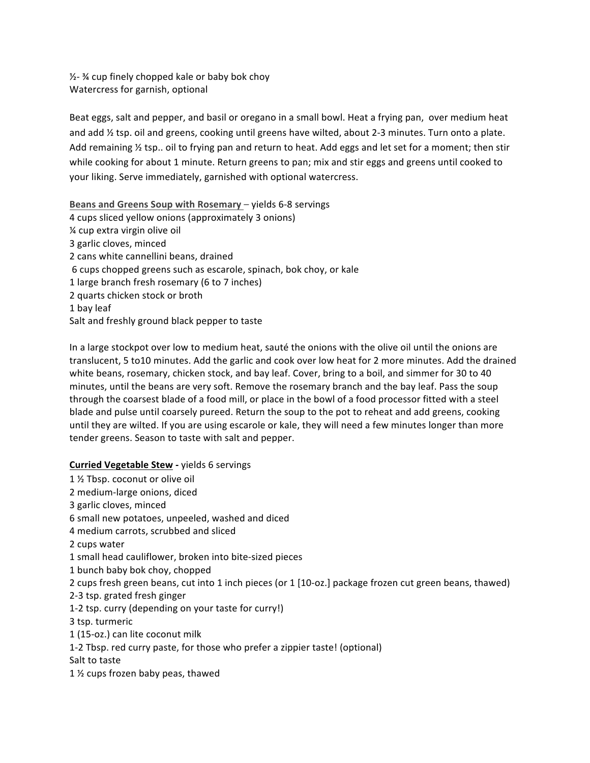½- ¾ cup finely chopped kale or baby bok choy
Watercress for garnish, optional

Beat eggs, salt and pepper, and basil or oregano in a small bowl. Heat a frying pan, over medium heat and add ½ tsp. oil and greens, cooking until greens have wilted, about 2-3 minutes. Turn onto a plate. Add remaining ½ tsp.. oil to frying pan and return to heat. Add eggs and let set for a moment; then stir while cooking for about 1 minute. Return greens to pan; mix and stir eggs and greens until cooked to your liking. Serve immediately, garnished with optional watercress.

**Beans and Greens Soup with Rosemary** – yields 6-8 servings
4 cups sliced yellow onions (approximately 3 onions)
¼ cup extra virgin olive oil
3 garlic cloves, minced
2 cans white cannellini beans, drained
6 cups chopped greens such as escarole, spinach, bok choy, or kale
1 large branch fresh rosemary (6 to 7 inches)
2 quarts chicken stock or broth
1 bay leaf
Salt and freshly ground black pepper to taste

In a large stockpot over low to medium heat, sauté the onions with the olive oil until the onions are translucent, 5 to10 minutes. Add the garlic and cook over low heat for 2 more minutes. Add the drained white beans, rosemary, chicken stock, and bay leaf. Cover, bring to a boil, and simmer for 30 to 40 minutes, until the beans are very soft. Remove the rosemary branch and the bay leaf. Pass the soup through the coarsest blade of a food mill, or place in the bowl of a food processor fitted with a steel blade and pulse until coarsely pureed. Return the soup to the pot to reheat and add greens, cooking until they are wilted. If you are using escarole or kale, they will need a few minutes longer than more tender greens. Season to taste with salt and pepper.

**Curried Vegetable Stew -** yields 6 servings
1 ½ Tbsp. coconut or olive oil
2 medium-large onions, diced
3 garlic cloves, minced
6 small new potatoes, unpeeled, washed and diced
4 medium carrots, scrubbed and sliced
2 cups water
1 small head cauliflower, broken into bite-sized pieces
1 bunch baby bok choy, chopped
2 cups fresh green beans, cut into 1 inch pieces (or 1 [10-oz.] package frozen cut green beans, thawed)
2-3 tsp. grated fresh ginger
1-2 tsp. curry (depending on your taste for curry!)
3 tsp. turmeric
1 (15-oz.) can lite coconut milk
1-2 Tbsp. red curry paste, for those who prefer a zippier taste! (optional)
Salt to taste
1 ½ cups frozen baby peas, thawed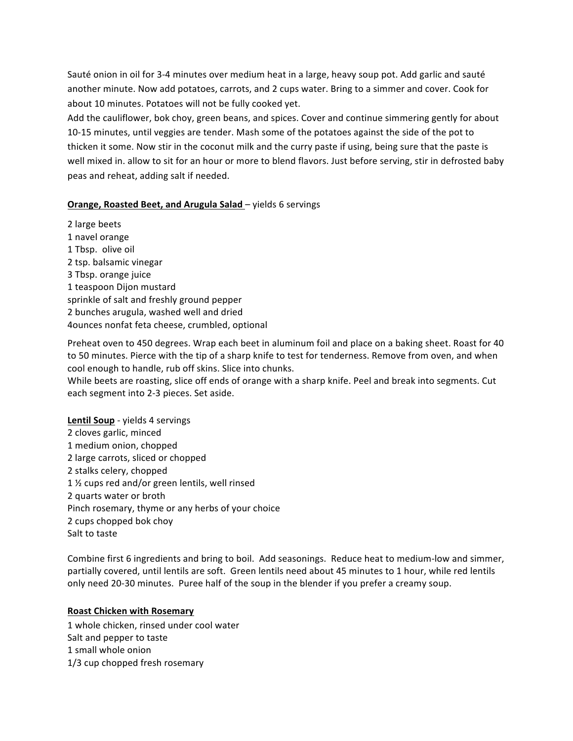Sauté onion in oil for 3-4 minutes over medium heat in a large, heavy soup pot. Add garlic and sauté another minute. Now add potatoes, carrots, and 2 cups water. Bring to a simmer and cover. Cook for about 10 minutes. Potatoes will not be fully cooked yet.
Add the cauliflower, bok choy, green beans, and spices. Cover and continue simmering gently for about 10-15 minutes, until veggies are tender. Mash some of the potatoes against the side of the pot to thicken it some. Now stir in the coconut milk and the curry paste if using, being sure that the paste is well mixed in. allow to sit for an hour or more to blend flavors. Just before serving, stir in defrosted baby peas and reheat, adding salt if needed.

**Orange, Roasted Beet, and Arugula Salad** – yields 6 servings

2 large beets
1 navel orange
1 Tbsp. olive oil
2 tsp. balsamic vinegar
3 Tbsp. orange juice
1 teaspoon Dijon mustard
sprinkle of salt and freshly ground pepper
2 bunches arugula, washed well and dried
4ounces nonfat feta cheese, crumbled, optional

Preheat oven to 450 degrees. Wrap each beet in aluminum foil and place on a baking sheet. Roast for 40 to 50 minutes. Pierce with the tip of a sharp knife to test for tenderness. Remove from oven, and when cool enough to handle, rub off skins. Slice into chunks.
While beets are roasting, slice off ends of orange with a sharp knife. Peel and break into segments. Cut each segment into 2-3 pieces. Set aside.

**Lentil Soup** - yields 4 servings
2 cloves garlic, minced
1 medium onion, chopped
2 large carrots, sliced or chopped
2 stalks celery, chopped
1 ½ cups red and/or green lentils, well rinsed
2 quarts water or broth
Pinch rosemary, thyme or any herbs of your choice
2 cups chopped bok choy
Salt to taste

Combine first 6 ingredients and bring to boil. Add seasonings. Reduce heat to medium-low and simmer, partially covered, until lentils are soft. Green lentils need about 45 minutes to 1 hour, while red lentils only need 20-30 minutes. Puree half of the soup in the blender if you prefer a creamy soup.

**Roast Chicken with Rosemary**
1 whole chicken, rinsed under cool water
Salt and pepper to taste
1 small whole onion
1/3 cup chopped fresh rosemary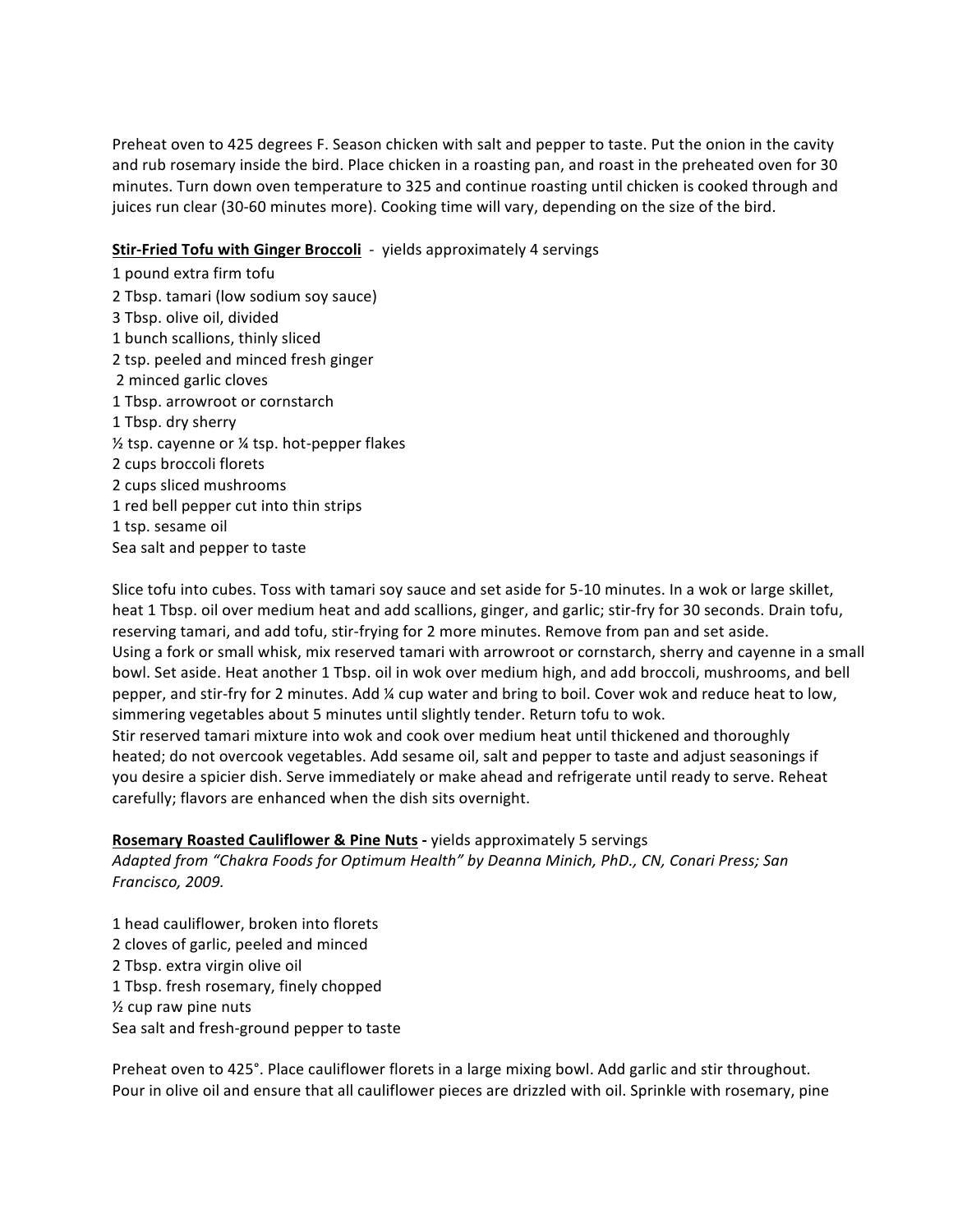Preheat oven to 425 degrees F. Season chicken with salt and pepper to taste. Put the onion in the cavity and rub rosemary inside the bird. Place chicken in a roasting pan, and roast in the preheated oven for 30 minutes. Turn down oven temperature to 325 and continue roasting until chicken is cooked through and juices run clear (30-60 minutes more). Cooking time will vary, depending on the size of the bird.

**<u>Stir-Fried Tofu with Ginger Broccoli</u>** - yields approximately 4 servings

1 pound extra firm tofu
2 Tbsp. tamari (low sodium soy sauce)
3 Tbsp. olive oil, divided
1 bunch scallions, thinly sliced
2 tsp. peeled and minced fresh ginger
2 minced garlic cloves
1 Tbsp. arrowroot or cornstarch
1 Tbsp. dry sherry
½ tsp. cayenne or ¼ tsp. hot-pepper flakes
2 cups broccoli florets
2 cups sliced mushrooms
1 red bell pepper cut into thin strips
1 tsp. sesame oil
Sea salt and pepper to taste

Slice tofu into cubes. Toss with tamari soy sauce and set aside for 5-10 minutes. In a wok or large skillet, heat 1 Tbsp. oil over medium heat and add scallions, ginger, and garlic; stir-fry for 30 seconds. Drain tofu, reserving tamari, and add tofu, stir-frying for 2 more minutes. Remove from pan and set aside.
Using a fork or small whisk, mix reserved tamari with arrowroot or cornstarch, sherry and cayenne in a small bowl. Set aside. Heat another 1 Tbsp. oil in wok over medium high, and add broccoli, mushrooms, and bell pepper, and stir-fry for 2 minutes. Add ¼ cup water and bring to boil. Cover wok and reduce heat to low, simmering vegetables about 5 minutes until slightly tender. Return tofu to wok.
Stir reserved tamari mixture into wok and cook over medium heat until thickened and thoroughly heated; do not overcook vegetables. Add sesame oil, salt and pepper to taste and adjust seasonings if you desire a spicier dish. Serve immediately or make ahead and refrigerate until ready to serve. Reheat carefully; flavors are enhanced when the dish sits overnight.

**<u>Rosemary Roasted Cauliflower & Pine Nuts</u> -** yields approximately 5 servings
*Adapted from "Chakra Foods for Optimum Health" by Deanna Minich, PhD., CN, Conari Press; San Francisco, 2009.*

1 head cauliflower, broken into florets
2 cloves of garlic, peeled and minced
2 Tbsp. extra virgin olive oil
1 Tbsp. fresh rosemary, finely chopped
½ cup raw pine nuts
Sea salt and fresh-ground pepper to taste

Preheat oven to 425°. Place cauliflower florets in a large mixing bowl. Add garlic and stir throughout. Pour in olive oil and ensure that all cauliflower pieces are drizzled with oil. Sprinkle with rosemary, pine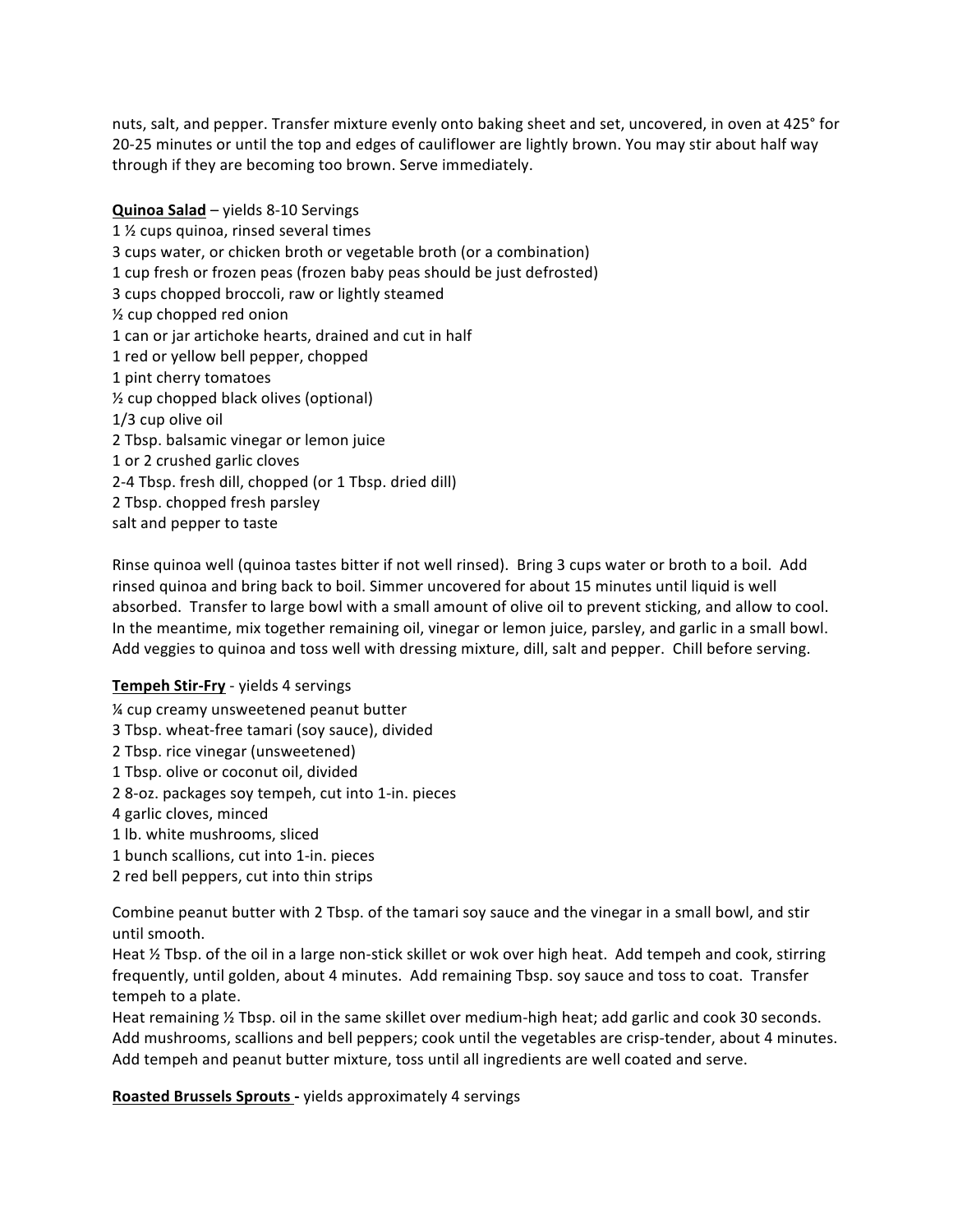nuts, salt, and pepper. Transfer mixture evenly onto baking sheet and set, uncovered, in oven at 425° for 20-25 minutes or until the top and edges of cauliflower are lightly brown. You may stir about half way through if they are becoming too brown. Serve immediately.

**Quinoa Salad** – yields 8-10 Servings

1 ½ cups quinoa, rinsed several times
3 cups water, or chicken broth or vegetable broth (or a combination)
1 cup fresh or frozen peas (frozen baby peas should be just defrosted)
3 cups chopped broccoli, raw or lightly steamed
½ cup chopped red onion
1 can or jar artichoke hearts, drained and cut in half
1 red or yellow bell pepper, chopped
1 pint cherry tomatoes
½ cup chopped black olives (optional)
1/3 cup olive oil
2 Tbsp. balsamic vinegar or lemon juice
1 or 2 crushed garlic cloves
2-4 Tbsp. fresh dill, chopped (or 1 Tbsp. dried dill)
2 Tbsp. chopped fresh parsley
salt and pepper to taste

Rinse quinoa well (quinoa tastes bitter if not well rinsed). Bring 3 cups water or broth to a boil. Add rinsed quinoa and bring back to boil. Simmer uncovered for about 15 minutes until liquid is well absorbed. Transfer to large bowl with a small amount of olive oil to prevent sticking, and allow to cool. In the meantime, mix together remaining oil, vinegar or lemon juice, parsley, and garlic in a small bowl. Add veggies to quinoa and toss well with dressing mixture, dill, salt and pepper. Chill before serving.

**Tempeh Stir-Fry** - yields 4 servings

¼ cup creamy unsweetened peanut butter
3 Tbsp. wheat-free tamari (soy sauce), divided
2 Tbsp. rice vinegar (unsweetened)
1 Tbsp. olive or coconut oil, divided
2 8-oz. packages soy tempeh, cut into 1-in. pieces
4 garlic cloves, minced
1 lb. white mushrooms, sliced
1 bunch scallions, cut into 1-in. pieces
2 red bell peppers, cut into thin strips

Combine peanut butter with 2 Tbsp. of the tamari soy sauce and the vinegar in a small bowl, and stir until smooth.
Heat ½ Tbsp. of the oil in a large non-stick skillet or wok over high heat. Add tempeh and cook, stirring frequently, until golden, about 4 minutes. Add remaining Tbsp. soy sauce and toss to coat. Transfer tempeh to a plate.
Heat remaining ½ Tbsp. oil in the same skillet over medium-high heat; add garlic and cook 30 seconds. Add mushrooms, scallions and bell peppers; cook until the vegetables are crisp-tender, about 4 minutes. Add tempeh and peanut butter mixture, toss until all ingredients are well coated and serve.

**Roasted Brussels Sprouts -** yields approximately 4 servings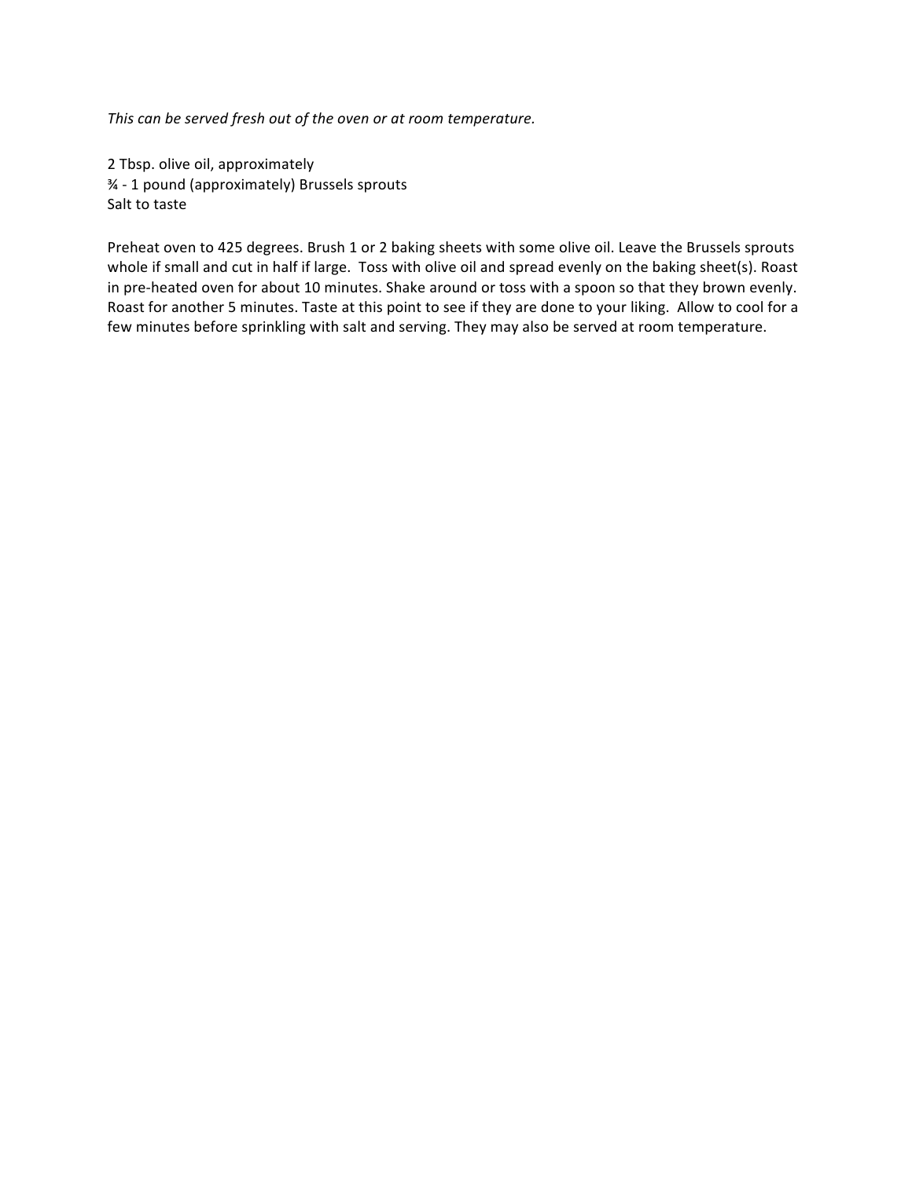*This can be served fresh out of the oven or at room temperature.*

2 Tbsp. olive oil, approximately
¾ - 1 pound (approximately) Brussels sprouts
Salt to taste

Preheat oven to 425 degrees. Brush 1 or 2 baking sheets with some olive oil. Leave the Brussels sprouts whole if small and cut in half if large. Toss with olive oil and spread evenly on the baking sheet(s). Roast in pre-heated oven for about 10 minutes. Shake around or toss with a spoon so that they brown evenly. Roast for another 5 minutes. Taste at this point to see if they are done to your liking. Allow to cool for a few minutes before sprinkling with salt and serving. They may also be served at room temperature.